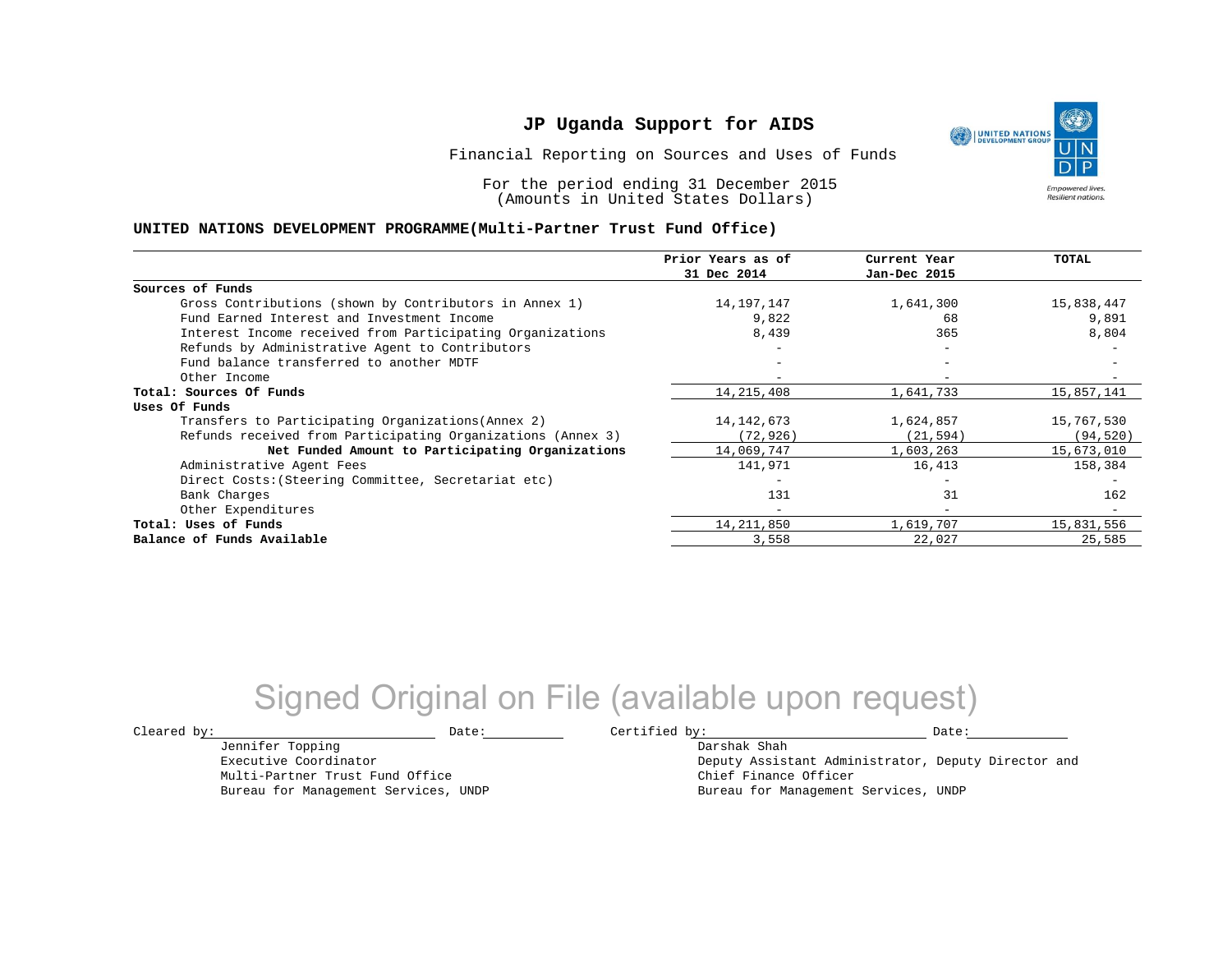# JP Uganda Support for AIDS

Financial Reporting on Sources and Uses of Funds

For the period ending 31 December 2015
(Amounts in United States Dollars)

**UNITED NATIONS DEVELOPMENT PROGRAMME(Multi-Partner Trust Fund Office)**

| | Prior Years as of 31 Dec 2014 | Current Year Jan-Dec 2015 | TOTAL |
|---|---|---|---|
| **Sources of Funds** | | | |
| Gross Contributions (shown by Contributors in Annex 1) | 14,197,147 | 1,641,300 | 15,838,447 |
| Fund Earned Interest and Investment Income | 9,822 | 68 | 9,891 |
| Interest Income received from Participating Organizations | 8,439 | 365 | 8,804 |
| Refunds by Administrative Agent to Contributors | - | - | - |
| Fund balance transferred to another MDTF | - | - | - |
| Other Income | - | - | - |
| **Total: Sources Of Funds** | 14,215,408 | 1,641,733 | 15,857,141 |
| **Uses Of Funds** | | | |
| Transfers to Participating Organizations(Annex 2) | 14,142,673 | 1,624,857 | 15,767,530 |
| Refunds received from Participating Organizations (Annex 3) | (72,926) | (21,594) | (94,520) |
| **Net Funded Amount to Participating Organizations** | 14,069,747 | 1,603,263 | 15,673,010 |
| Administrative Agent Fees | 141,971 | 16,413 | 158,384 |
| Direct Costs:(Steering Committee, Secretariat etc) | - | - | - |
| Bank Charges | 131 | 31 | 162 |
| Other Expenditures | - | - | - |
| **Total: Uses of Funds** | 14,211,850 | 1,619,707 | 15,831,556 |
| **Balance of Funds Available** | 3,558 | 22,027 | 25,585 |

Signed Original on File (available upon request)

Cleared by: ____________________ Date: __________

Jennifer Topping
Executive Coordinator
Multi-Partner Trust Fund Office
Bureau for Management Services, UNDP

Certified by: ____________________ Date: __________

Darshak Shah
Deputy Assistant Administrator, Deputy Director and Chief Finance Officer
Bureau for Management Services, UNDP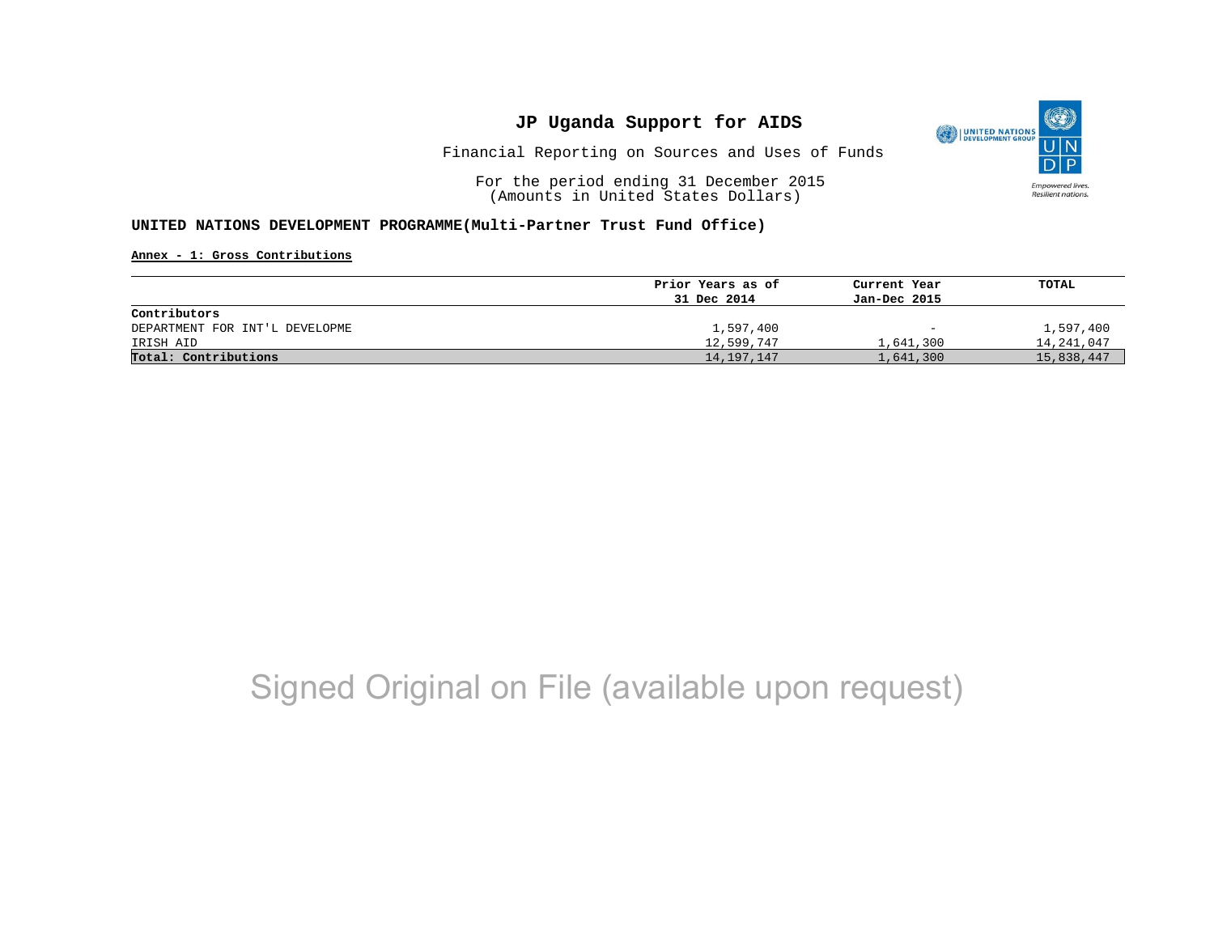# JP Uganda Support for AIDS

Financial Reporting on Sources and Uses of Funds

For the period ending 31 December 2015
(Amounts in United States Dollars)

**UNITED NATIONS DEVELOPMENT PROGRAMME(Multi-Partner Trust Fund Office)**

**Annex - 1: Gross Contributions**

| | Prior Years as of 31 Dec 2014 | Current Year Jan-Dec 2015 | TOTAL |
|---|---|---|---|
| **Contributors** | | | |
| DEPARTMENT FOR INT'L DEVELOPME | 1,597,400 | - | 1,597,400 |
| IRISH AID | 12,599,747 | 1,641,300 | 14,241,047 |
| **Total: Contributions** | 14,197,147 | 1,641,300 | 15,838,447 |

Signed Original on File (available upon request)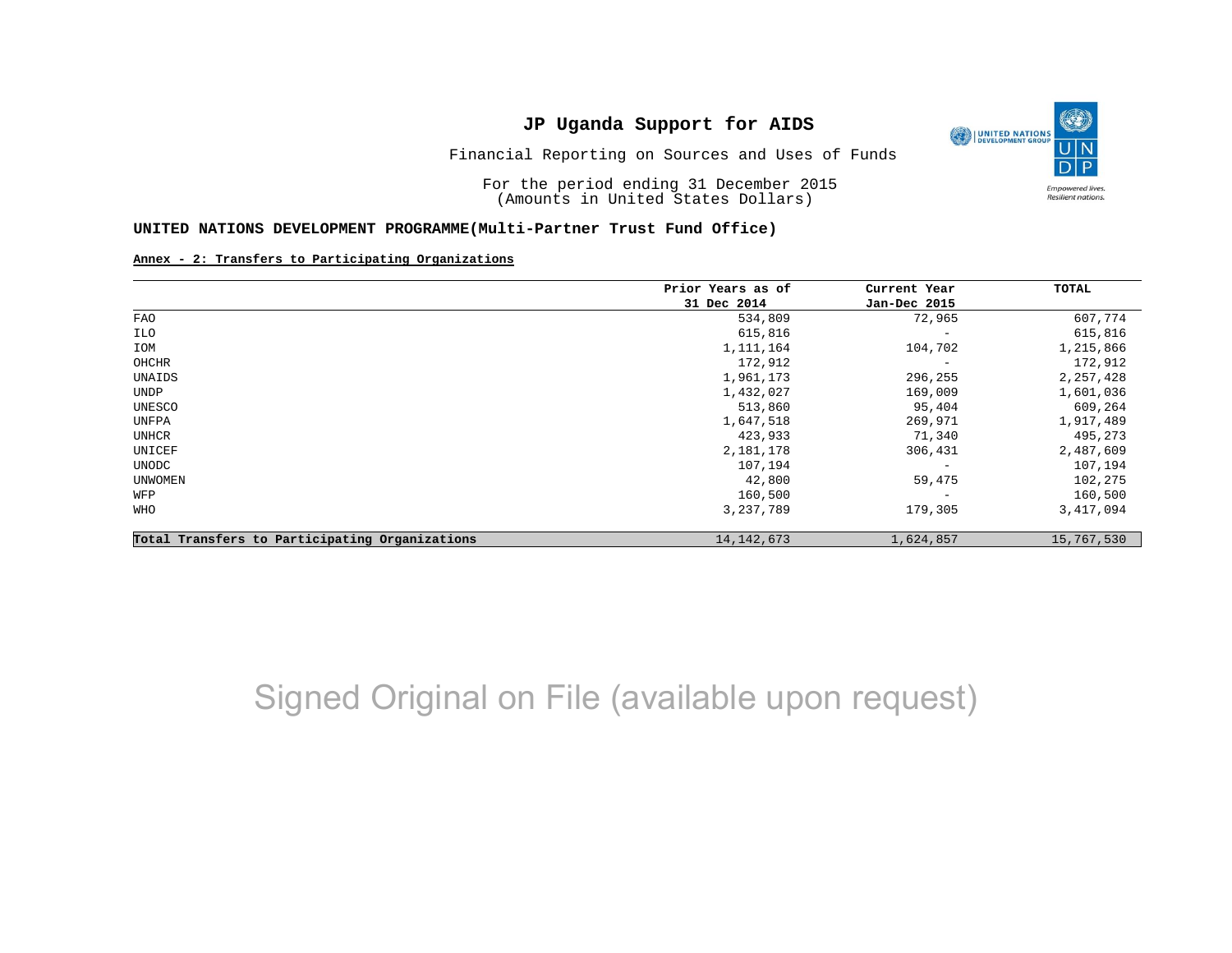# JP Uganda Support for AIDS

Financial Reporting on Sources and Uses of Funds

For the period ending 31 December 2015
(Amounts in United States Dollars)

**UNITED NATIONS DEVELOPMENT PROGRAMME(Multi-Partner Trust Fund Office)**

**Annex - 2: Transfers to Participating Organizations**

| | Prior Years as of 31 Dec 2014 | Current Year Jan-Dec 2015 | TOTAL |
|---|---|---|---|
| FAO | 534,809 | 72,965 | 607,774 |
| ILO | 615,816 | - | 615,816 |
| IOM | 1,111,164 | 104,702 | 1,215,866 |
| OHCHR | 172,912 | - | 172,912 |
| UNAIDS | 1,961,173 | 296,255 | 2,257,428 |
| UNDP | 1,432,027 | 169,009 | 1,601,036 |
| UNESCO | 513,860 | 95,404 | 609,264 |
| UNFPA | 1,647,518 | 269,971 | 1,917,489 |
| UNHCR | 423,933 | 71,340 | 495,273 |
| UNICEF | 2,181,178 | 306,431 | 2,487,609 |
| UNODC | 107,194 | - | 107,194 |
| UNWOMEN | 42,800 | 59,475 | 102,275 |
| WFP | 160,500 | - | 160,500 |
| WHO | 3,237,789 | 179,305 | 3,417,094 |
| **Total Transfers to Participating Organizations** | 14,142,673 | 1,624,857 | 15,767,530 |

Signed Original on File (available upon request)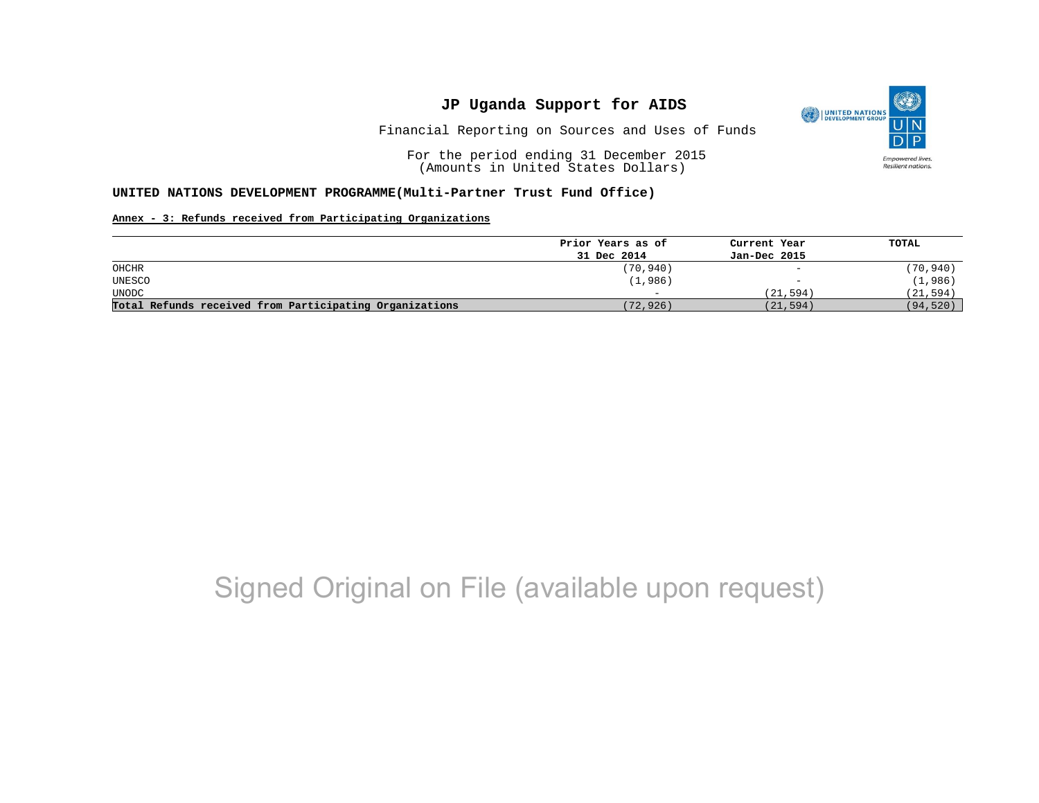# JP Uganda Support for AIDS

Financial Reporting on Sources and Uses of Funds

For the period ending 31 December 2015
(Amounts in United States Dollars)

**UNITED NATIONS DEVELOPMENT PROGRAMME(Multi-Partner Trust Fund Office)**

**Annex - 3: Refunds received from Participating Organizations**

| | Prior Years as of 31 Dec 2014 | Current Year Jan-Dec 2015 | TOTAL |
|---|---|---|---|
| OHCHR | (70,940) | - | (70,940) |
| UNESCO | (1,986) | - | (1,986) |
| UNODC | - | (21,594) | (21,594) |
| **Total Refunds received from Participating Organizations** | (72,926) | (21,594) | (94,520) |

Signed Original on File (available upon request)